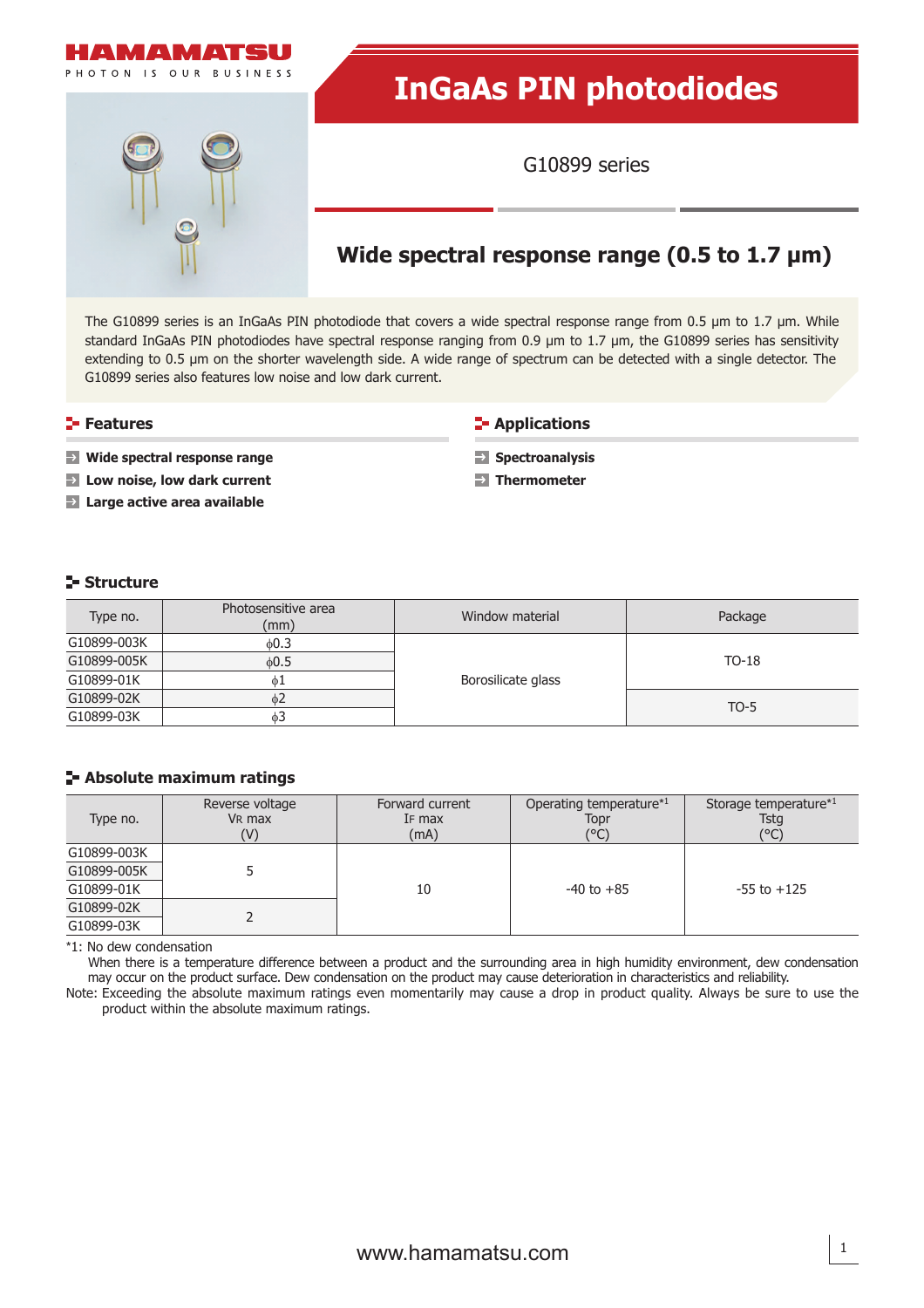HAMAMATSU

PHOTON IS OUR BUSINESS

# InGaAs PIN photodiodes

G10899 series

## Wide spectral response range (0.5 to 1.7 μm)

The G10899 series is an InGaAs PIN photodiode that covers a wide spectral response range from 0.5 μm to 1.7 μm. While standard InGaAs PIN photodiodes have spectral response ranging from 0.9 μm to 1.7 μm, the G10899 series has sensitivity extending to 0.5 μm on the shorter wavelength side. A wide range of spectrum can be detected with a single detector. The G10899 series also features low noise and low dark current.

### Features

- **Wide spectral response range**
- **Low noise, low dark current**
- **Large active area available**

### Applications

- **Spectroanalysis**
- **Thermometer**

### Structure

| Type no. | Photosensitive area (mm) | Window material | Package |
|---|---|---|---|
| G10899-003K | ϕ0.3 | Borosilicate glass | TO-18 |
| G10899-005K | ϕ0.5 | | |
| G10899-01K | ϕ1 | | |
| G10899-02K | ϕ2 | | TO-5 |
| G10899-03K | ϕ3 | | |

### Absolute maximum ratings

| Type no. | Reverse voltage VR max (V) | Forward current IF max (mA) | Operating temperature*1 Topr (°C) | Storage temperature*1 Tstg (°C) |
|---|---|---|---|---|
| G10899-003K | 5 | 10 | -40 to +85 | -55 to +125 |
| G10899-005K | | | | |
| G10899-01K | | | | |
| G10899-02K | 2 | | | |
| G10899-03K | | | | |

*1: No dew condensation  
When there is a temperature difference between a product and the surrounding area in high humidity environment, dew condensation may occur on the product surface. Dew condensation on the product may cause deterioration in characteristics and reliability.

Note: Exceeding the absolute maximum ratings even momentarily may cause a drop in product quality. Always be sure to use the product within the absolute maximum ratings.

www.hamamatsu.com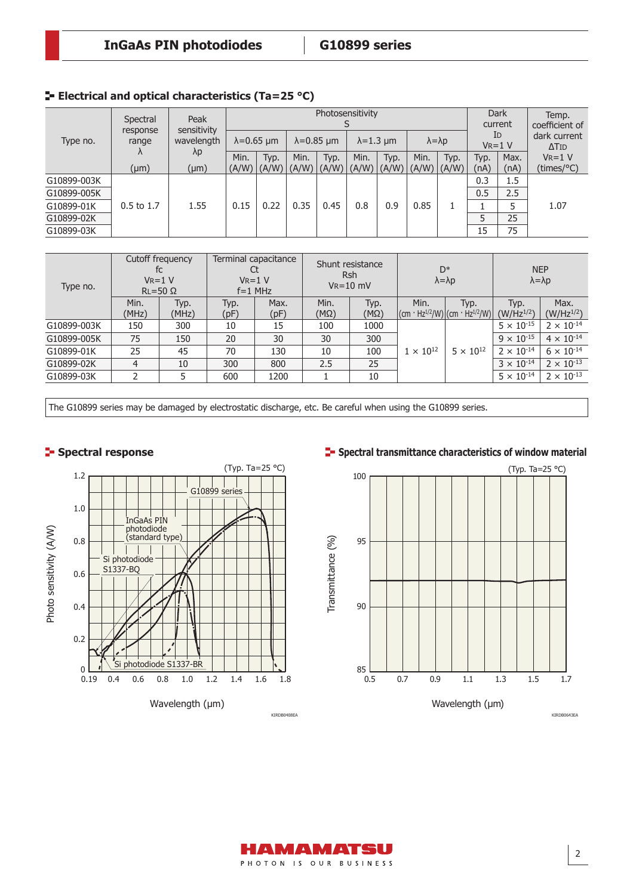## Electrical and optical characteristics (Ta=25 °C)

| Type no. | Spectral response range λ | Peak sensitivity wavelength λp | Photosensitivity S | | | | | | | | Dark current ID VR=1 V | | Temp. coefficient of dark current ΔTID VR=1 V |
|---|---|---|---|---|---|---|---|---|---|---|---|---|---|
| | | | λ=0.65 μm | | λ=0.85 μm | | λ=1.3 μm | | λ=λp | | | | |
| | | | Min. | Typ. | Min. | Typ. | Min. | Typ. | Min. | Typ. | Typ. | Max. | |
| | (μm) | (μm) | (A/W) | (A/W) | (A/W) | (A/W) | (A/W) | (A/W) | (A/W) | (A/W) | (nA) | (nA) | (times/°C) |
| G10899-003K | 0.5 to 1.7 | 1.55 | 0.15 | 0.22 | 0.35 | 0.45 | 0.8 | 0.9 | 0.85 | 1 | 0.3 | 1.5 | 1.07 |
| G10899-005K | | | | | | | | | | | 0.5 | 2.5 | |
| G10899-01K | | | | | | | | | | | 1 | 5 | |
| G10899-02K | | | | | | | | | | | 5 | 25 | |
| G10899-03K | | | | | | | | | | | 15 | 75 | |

| Type no. | Cutoff frequency fc VR=1 V RL=50 Ω | | Terminal capacitance Ct VR=1 V f=1 MHz | | Shunt resistance Rsh VR=10 mV | | D* λ=λp | | NEP λ=λp | |
|---|---|---|---|---|---|---|---|---|---|---|
| | Min. (MHz) | Typ. (MHz) | Typ. (pF) | Max. (pF) | Min. (MΩ) | Typ. (MΩ) | Min. (cm · Hz$^{1/2}$/W) | Typ. (cm · Hz$^{1/2}$/W) | Typ. (W/Hz$^{1/2}$) | Max. (W/Hz$^{1/2}$) |
| G10899-003K | 150 | 300 | 10 | 15 | 100 | 1000 | $1 \times 10^{12}$ | $5 \times 10^{12}$ | $5 \times 10^{-15}$ | $2 \times 10^{-14}$ |
| G10899-005K | 75 | 150 | 20 | 30 | 30 | 300 | | | $9 \times 10^{-15}$ | $4 \times 10^{-14}$ |
| G10899-01K | 25 | 45 | 70 | 130 | 10 | 100 | | | $2 \times 10^{-14}$ | $6 \times 10^{-14}$ |
| G10899-02K | 4 | 10 | 300 | 800 | 2.5 | 25 | | | $3 \times 10^{-14}$ | $2 \times 10^{-13}$ |
| G10899-03K | 2 | 5 | 600 | 1200 | 1 | 10 | | | $5 \times 10^{-14}$ | $2 \times 10^{-13}$ |

The G10899 series may be damaged by electrostatic discharge, etc. Be careful when using the G10899 series.

## Spectral response

(Typ. Ta=25 °C)

Photo sensitivity (A/W) vs. Wavelength (μm): G10899 series; InGaAs PIN photodiode (standard type); Si photodiode S1337-BQ; Si photodiode S1337-BR

KIRDB0408EA

## Spectral transmittance characteristics of window material

(Typ. Ta=25 °C)

Transmittance (%) vs. Wavelength (μm)

KIRDB0643EA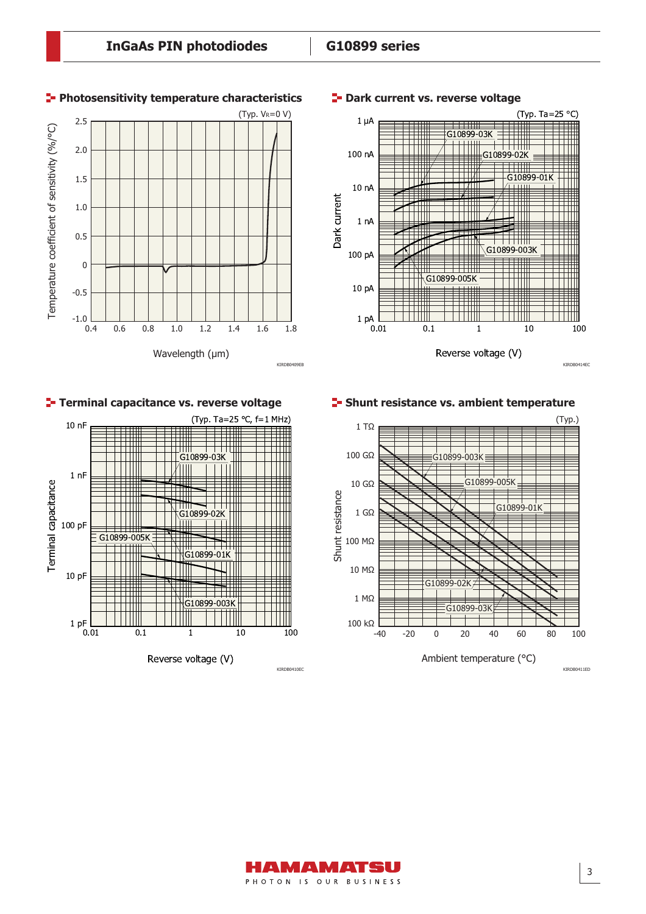## Photosensitivity temperature characteristics

(Typ. $V_R$=0 V)

Temperature coefficient of sensitivity (%/°C)

Wavelength (μm)

KIRDB0409EB

## Dark current vs. reverse voltage

(Typ. Ta=25 °C)

G10899-03K, G10899-02K, G10899-01K, G10899-003K, G10899-005K

Dark current

Reverse voltage (V)

KIRDB0414EC

## Terminal capacitance vs. reverse voltage

(Typ. Ta=25 °C, f=1 MHz)

G10899-03K, G10899-02K, G10899-005K, G10899-01K, G10899-003K

Terminal capacitance

Reverse voltage (V)

KIRDB0410EC

## Shunt resistance vs. ambient temperature

(Typ.)

G10899-003K, G10899-005K, G10899-01K, G10899-02K, G10899-03K

Shunt resistance

Ambient temperature (°C)

KIRDB0411ED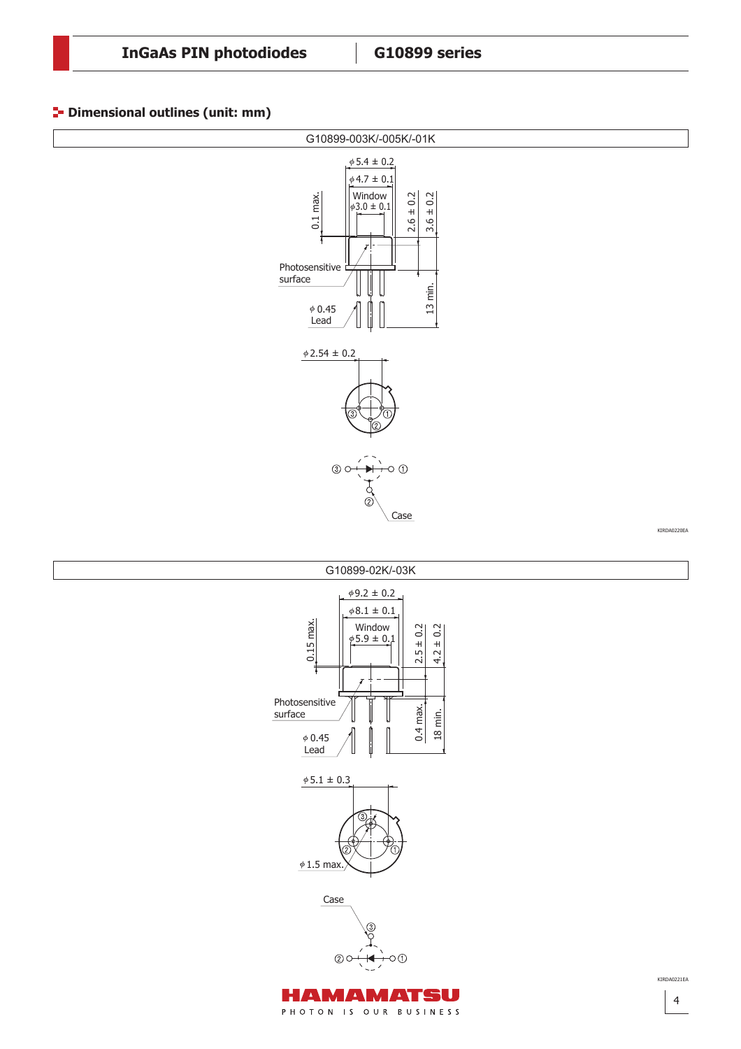## Dimensional outlines (unit: mm)

G10899-003K/-005K/-01K

ϕ5.4 ± 0.2

ϕ4.7 ± 0.1

Window
ϕ3.0 ± 0.1

0.1 max.

2.6 ± 0.2

3.6 ± 0.2

Photosensitive surface

ϕ0.45 Lead

13 min.

ϕ2.54 ± 0.2

Case

KIRDA0220EA

G10899-02K/-03K

ϕ9.2 ± 0.2

ϕ8.1 ± 0.1

Window
ϕ5.9 ± 0.1

0.15 max.

2.5 ± 0.2

4.2 ± 0.2

Photosensitive surface

ϕ0.45 Lead

0.4 max.

18 min.

ϕ5.1 ± 0.3

ϕ1.5 max.

Case

KIRDA0221EA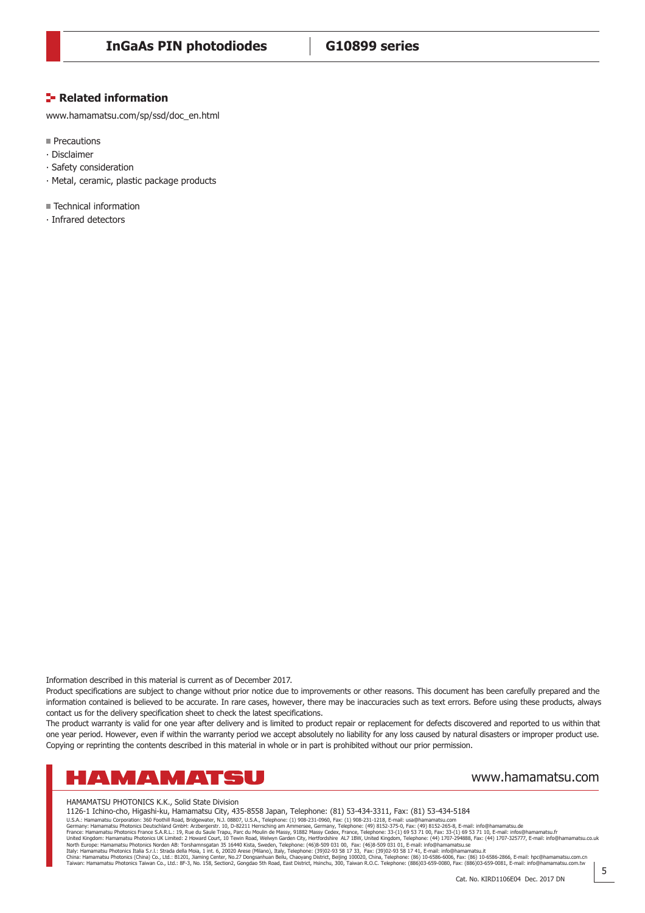## Related information

www.hamamatsu.com/sp/ssd/doc_en.html

- Precautions
  - · Disclaimer
  - · Safety consideration
  - · Metal, ceramic, plastic package products
- Technical information
  - · Infrared detectors

Information described in this material is current as of December 2017.

Product specifications are subject to change without prior notice due to improvements or other reasons. This document has been carefully prepared and the information contained is believed to be accurate. In rare cases, however, there may be inaccuracies such as text errors. Before using these products, always contact us for the delivery specification sheet to check the latest specifications.

The product warranty is valid for one year after delivery and is limited to product repair or replacement for defects discovered and reported to us within that one year period. However, even if within the warranty period we accept absolutely no liability for any loss caused by natural disasters or improper product use.

Copying or reprinting the contents described in this material in whole or in part is prohibited without our prior permission.

**HAMAMATSU**

www.hamamatsu.com

HAMAMATSU PHOTONICS K.K., Solid State Division

1126-1 Ichino-cho, Higashi-ku, Hamamatsu City, 435-8558 Japan, Telephone: (81) 53-434-3311, Fax: (81) 53-434-5184

U.S.A.: Hamamatsu Corporation: 360 Foothill Road, Bridgewater, N.J. 08807, U.S.A., Telephone: (1) 908-231-0960, Fax: (1) 908-231-1218, E-mail: usa@hamamatsu.com
Germany: Hamamatsu Photonics Deutschland GmbH: Arzbergerstr. 10, D-82211 Herrsching am Ammersee, Germany, Telephone: (49) 8152-375-0, Fax: (49) 8152-265-8, E-mail: info@hamamatsu.de
France: Hamamatsu Photonics France S.A.R.L.: 19, Rue du Saule Trapu, Parc du Moulin de Massy, 91882 Massy Cedex, France, Telephone: 33-(1) 69 53 71 00, Fax: 33-(1) 69 53 71 10, E-mail: infos@hamamatsu.fr
United Kingdom: Hamamatsu Photonics UK Limited: 2 Howard Court, 10 Tewin Road, Welwyn Garden City, Hertfordshire AL7 1BW, United Kingdom, Telephone: (44) 1707-294888, Fax: (44) 1707-325777, E-mail: info@hamamatsu.co.uk
North Europe: Hamamatsu Photonics Norden AB: Torshamnsgatan 35 16440 Kista, Sweden, Telephone: (46)8-509 031 00, Fax: (46)8-509 031 01, E-mail: info@hamamatsu.se
Italy: Hamamatsu Photonics Italia S.r.l.: Strada della Moia, 1 int. 6, 20020 Arese (Milano), Italy, Telephone: (39)02-93 58 17 33, Fax: (39)02-93 58 17 41, E-mail: info@hamamatsu.it
China: Hamamatsu Photonics (China) Co., Ltd.: B1201, Jiaming Center, No.27 Dongsanhuan Beilu, Chaoyang District, Beijing 100020, China, Telephone: (86) 10-6586-6006, Fax: (86) 10-6586-2866, E-mail: hpc@hamamatsu.com.cn
Taiwan: Hamamatsu Photonics Taiwan Co., Ltd.: 8F-3, No. 158, Section2, Gongdao 5th Road, East District, Hsinchu, 300, Taiwan R.O.C. Telephone: (886)03-659-0080, Fax: (886)03-659-0081, E-mail: info@hamamatsu.com.tw

Cat. No. KIRD1106E04 Dec. 2017 DN